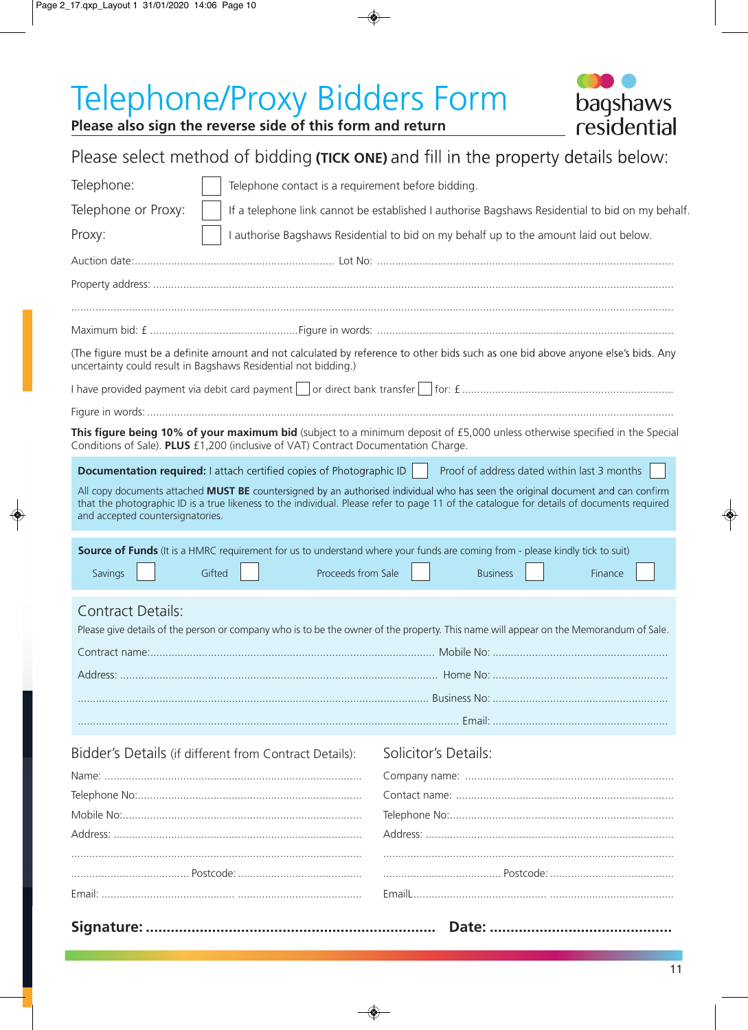# Telephone/Proxy Bidders Form

**Please also sign the reverse side of this form and return**

bagshaws residential

## Please select method of bidding **(TICK ONE)** and fill in the property details below:

Telephone: ☐ Telephone contact is a requirement before bidding.

Telephone or Proxy: ☐ If a telephone link cannot be established I authorise Bagshaws Residential to bid on my behalf.

Proxy: ☐ I authorise Bagshaws Residential to bid on my behalf up to the amount laid out below.

Auction date:.................................................................. Lot No: ..........................................................................................

Property address: ..........................................................................................................................................................................

.........................................................................................................................................................................................................

Maximum bid: £ ................................................Figure in words: ...............................................................................................

(The figure must be a definite amount and not calculated by reference to other bids such as one bid above anyone else's bids. Any uncertainty could result in Bagshaws Residential not bidding.)

I have provided payment via debit card payment ☐ or direct bank transfer ☐ for: £......................................................................

Figure in words: .............................................................................................................................................................................

**This figure being 10% of your maximum bid** (subject to a minimum deposit of £5,000 unless otherwise specified in the Special Conditions of Sale). **PLUS** £1,200 (inclusive of VAT) Contract Documentation Charge.

**Documentation required:** I attach certified copies of Photographic ID ☐ Proof of address dated within last 3 months ☐

All copy documents attached **MUST BE** countersigned by an authorised individual who has seen the original document and can confirm that the photographic ID is a true likeness to the individual. Please refer to page 11 of the catalogue for details of documents required and accepted countersignatories.

**Source of Funds** (It is a HMRC requirement for us to understand where your funds are coming from - please kindly tick to suit)

Savings ☐ Gifted ☐ Proceeds from Sale ☐ Business ☐ Finance ☐

## Contract Details:

Please give details of the person or company who is to be the owner of the property. This name will appear on the Memorandum of Sale.

Contract name:............................................................................................ Mobile No: .........................................................

Address: ........................................................................................................ Home No: .........................................................

.................................................................................................................... Business No: .........................................................

.......................................................................................................................... Email: .........................................................

## Bidder's Details (if different from Contract Details):

Name: ...................................................................................

Telephone No:.........................................................................

Mobile No:..............................................................................

Address: .................................................................................

...............................................................................................

...................................... Postcode: ........................................

Email: ................................................ ........................................

## Solicitor's Details:

Company name: ....................................................................

Contact name: .......................................................................

Telephone No:.........................................................................

Address: .................................................................................

...............................................................................................

...................................... Postcode: ........................................

EmailL................................................ ........................................

**Signature: .................................................................... Date: ...........................................**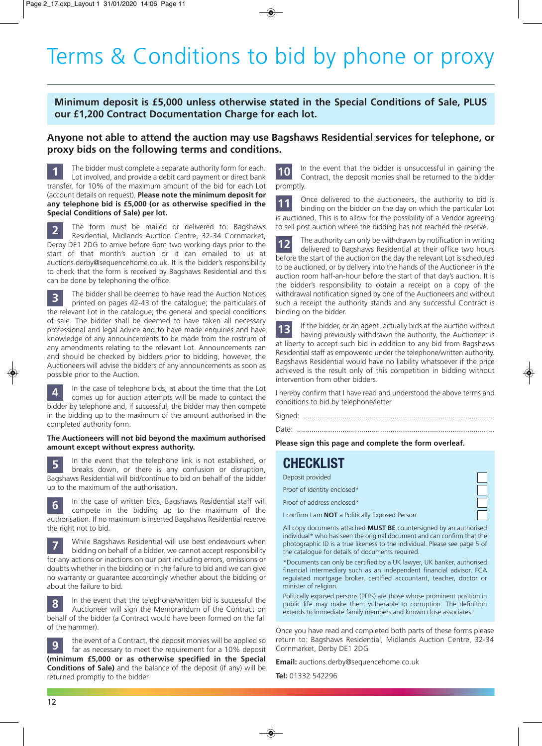# Terms & Conditions to bid by phone or proxy

**Minimum deposit is £5,000 unless otherwise stated in the Special Conditions of Sale, PLUS our £1,200 Contract Documentation Charge for each lot.**

**Anyone not able to attend the auction may use Bagshaws Residential services for telephone, or proxy bids on the following terms and conditions.**

**1** The bidder must complete a separate authority form for each Lot involved, and provide a debit card payment or direct bank transfer, for 10% of the maximum amount of the bid for each Lot (account details on request). **Please note the minimum deposit for any telephone bid is £5,000 (or as otherwise specified in the Special Conditions of Sale) per lot.**

**2** The form must be mailed or delivered to: Bagshaws Residential, Midlands Auction Centre, 32-34 Cornmarket, Derby DE1 2DG to arrive before 6pm two working days prior to the start of that month's auction or it can emailed to us at auctions.derby@sequencehome.co.uk. It is the bidder's responsibility to check that the form is received by Bagshaws Residential and this can be done by telephoning the office.

**3** The bidder shall be deemed to have read the Auction Notices printed on pages 42-43 of the catalogue; the particulars of the relevant Lot in the catalogue; the general and special conditions of sale. The bidder shall be deemed to have taken all necessary professional and legal advice and to have made enquiries and have knowledge of any announcements to be made from the rostrum of any amendments relating to the relevant Lot. Announcements can and should be checked by bidders prior to bidding, however, the Auctioneers will advise the bidders of any announcements as soon as possible prior to the Auction.

**4** In the case of telephone bids, at about the time that the Lot comes up for auction attempts will be made to contact the bidder by telephone and, if successful, the bidder may then compete in the bidding up to the maximum of the amount authorised in the completed authority form.

**The Auctioneers will not bid beyond the maximum authorised amount except without express authority.**

**5** In the event that the telephone link is not established, or breaks down, or there is any confusion or disruption, Bagshaws Residential will bid/continue to bid on behalf of the bidder up to the maximum of the authorisation.

**6** In the case of written bids, Bagshaws Residential staff will compete in the bidding up to the maximum of the authorisation. If no maximum is inserted Bagshaws Residential reserve the right not to bid.

**7** While Bagshaws Residential will use best endeavours when bidding on behalf of a bidder, we cannot accept responsibility for any actions or inactions on our part including errors, omissions or doubts whether in the bidding or in the failure to bid and we can give no warranty or guarantee accordingly whether about the bidding or about the failure to bid.

**8** In the event that the telephone/written bid is successful the Auctioneer will sign the Memorandum of the Contract on behalf of the bidder (a Contract would have been formed on the fall of the hammer).

**9** the event of a Contract, the deposit monies will be applied so far as necessary to meet the requirement for a 10% deposit **(minimum £5,000 or as otherwise specified in the Special Conditions of Sale)** and the balance of the deposit (if any) will be returned promptly to the bidder.

**10** In the event that the bidder is unsuccessful in gaining the Contract, the deposit monies shall be returned to the bidder promptly.

**11** Once delivered to the auctioneers, the authority to bid is binding on the bidder on the day on which the particular Lot is auctioned. This is to allow for the possibility of a Vendor agreeing to sell post auction where the bidding has not reached the reserve.

**12** The authority can only be withdrawn by notification in writing delivered to Bagshaws Residential at their office two hours before the start of the auction on the day the relevant Lot is scheduled to be auctioned, or by delivery into the hands of the Auctioneer in the auction room half-an-hour before the start of that day's auction. It is the bidder's responsibility to obtain a receipt on a copy of the withdrawal notification signed by one of the Auctioneers and without such a receipt the authority stands and any successful Contract is binding on the bidder.

**13** If the bidder, or an agent, actually bids at the auction without having previously withdrawn the authority, the Auctioneer is at liberty to accept such bid in addition to any bid from Bagshaws Residential staff as empowered under the telephone/written authority. Bagshaws Residential would have no liability whatsoever if the price achieved is the result only of this competition in bidding without intervention from other bidders.

I hereby confirm that I have read and understood the above terms and conditions to bid by telephone/letter

Signed: ...........................................................................................

Date: ...............................................................................................

**Please sign this page and complete the form overleaf.**

## CHECKLIST

- ☐ Deposit provided
- ☐ Proof of identity enclosed*
- ☐ Proof of address enclosed*
- ☐ I confirm I am **NOT** a Politically Exposed Person

All copy documents attached **MUST BE** countersigned by an authorised individual* who has seen the original document and can confirm that the photographic ID is a true likeness to the individual. Please see page 5 of the catalogue for details of documents required.

*Documents can only be certified by a UK lawyer, UK banker, authorised financial intermediary such as an independent financial advisor, FCA regulated mortgage broker, certified accountant, teacher, doctor or minister of religion.

Politically exposed persons (PEPs) are those whose prominent position in public life may make them vulnerable to corruption. The definition extends to immediate family members and known close associates.

Once you have read and completed both parts of these forms please return to: Bagshaws Residential, Midlands Auction Centre, 32-34 Cornmarket, Derby DE1 2DG

**Email:** auctions.derby@sequencehome.co.uk

**Tel:** 01332 542296